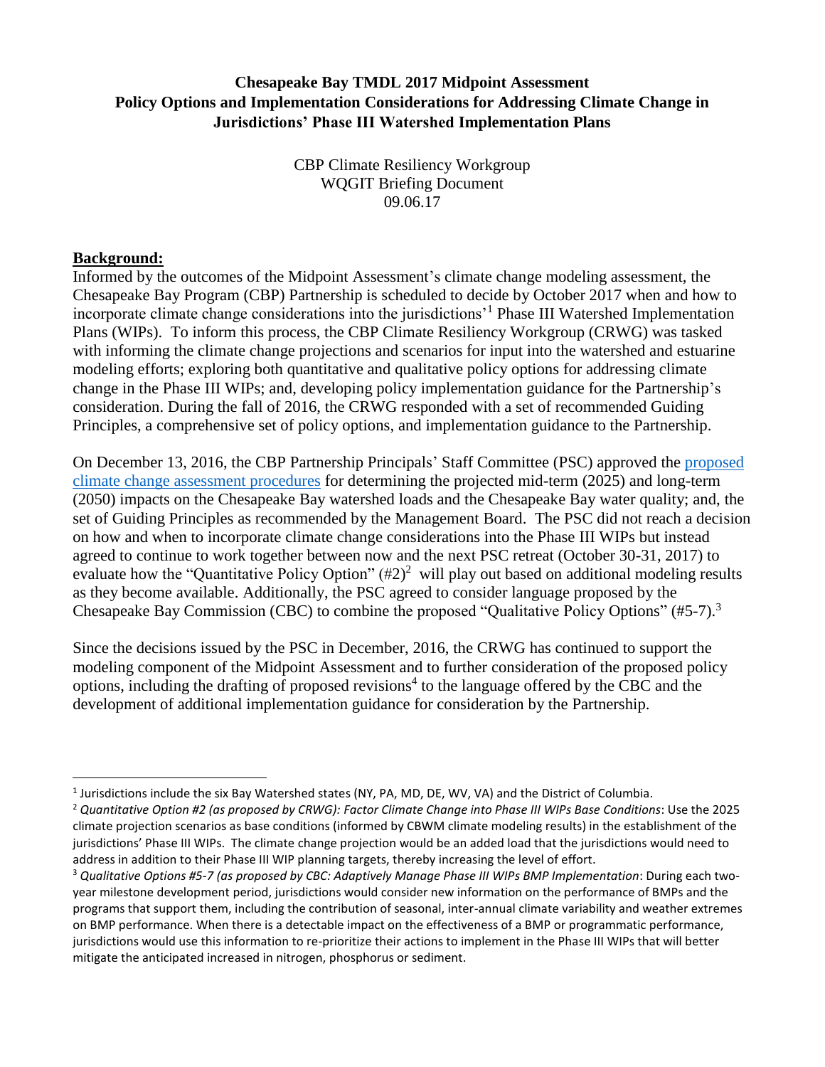**Chesapeake Bay TMDL 2017 Midpoint Assessment**
**Policy Options and Implementation Considerations for Addressing Climate Change in Jurisdictions' Phase III Watershed Implementation Plans**

CBP Climate Resiliency Workgroup
WQGIT Briefing Document
09.06.17

**Background:**

Informed by the outcomes of the Midpoint Assessment's climate change modeling assessment, the Chesapeake Bay Program (CBP) Partnership is scheduled to decide by October 2017 when and how to incorporate climate change considerations into the jurisdictions'[1] Phase III Watershed Implementation Plans (WIPs). To inform this process, the CBP Climate Resiliency Workgroup (CRWG) was tasked with informing the climate change projections and scenarios for input into the watershed and estuarine modeling efforts; exploring both quantitative and qualitative policy options for addressing climate change in the Phase III WIPs; and, developing policy implementation guidance for the Partnership's consideration. During the fall of 2016, the CRWG responded with a set of recommended Guiding Principles, a comprehensive set of policy options, and implementation guidance to the Partnership.

On December 13, 2016, the CBP Partnership Principals' Staff Committee (PSC) approved the proposed climate change assessment procedures for determining the projected mid-term (2025) and long-term (2050) impacts on the Chesapeake Bay watershed loads and the Chesapeake Bay water quality; and, the set of Guiding Principles as recommended by the Management Board. The PSC did not reach a decision on how and when to incorporate climate change considerations into the Phase III WIPs but instead agreed to continue to work together between now and the next PSC retreat (October 30-31, 2017) to evaluate how the "Quantitative Policy Option" (#2)[2] will play out based on additional modeling results as they become available. Additionally, the PSC agreed to consider language proposed by the Chesapeake Bay Commission (CBC) to combine the proposed "Qualitative Policy Options" (#5-7).[3]

Since the decisions issued by the PSC in December, 2016, the CRWG has continued to support the modeling component of the Midpoint Assessment and to further consideration of the proposed policy options, including the drafting of proposed revisions[4] to the language offered by the CBC and the development of additional implementation guidance for consideration by the Partnership.

---

[1] Jurisdictions include the six Bay Watershed states (NY, PA, MD, DE, WV, VA) and the District of Columbia.

[2] *Quantitative Option #2 (as proposed by CRWG): Factor Climate Change into Phase III WIPs Base Conditions*: Use the 2025 climate projection scenarios as base conditions (informed by CBWM climate modeling results) in the establishment of the jurisdictions' Phase III WIPs. The climate change projection would be an added load that the jurisdictions would need to address in addition to their Phase III WIP planning targets, thereby increasing the level of effort.

[3] *Qualitative Options #5-7 (as proposed by CBC: Adaptively Manage Phase III WIPs BMP Implementation*: During each two-year milestone development period, jurisdictions would consider new information on the performance of BMPs and the programs that support them, including the contribution of seasonal, inter-annual climate variability and weather extremes on BMP performance. When there is a detectable impact on the effectiveness of a BMP or programmatic performance, jurisdictions would use this information to re-prioritize their actions to implement in the Phase III WIPs that will better mitigate the anticipated increased in nitrogen, phosphorus or sediment.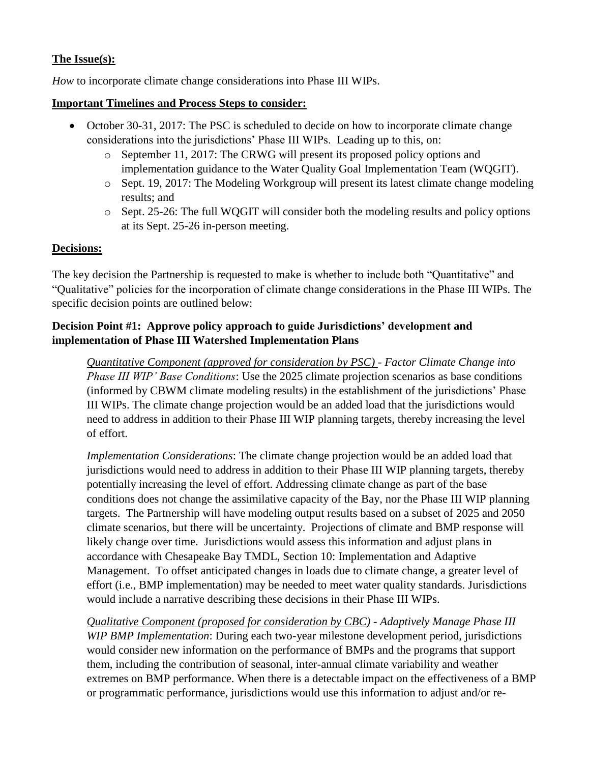**The Issue(s):**

*How* to incorporate climate change considerations into Phase III WIPs.

**Important Timelines and Process Steps to consider:**

- October 30-31, 2017: The PSC is scheduled to decide on how to incorporate climate change considerations into the jurisdictions' Phase III WIPs. Leading up to this, on:
    - September 11, 2017: The CRWG will present its proposed policy options and implementation guidance to the Water Quality Goal Implementation Team (WQGIT).
    - Sept. 19, 2017: The Modeling Workgroup will present its latest climate change modeling results; and
    - Sept. 25-26: The full WQGIT will consider both the modeling results and policy options at its Sept. 25-26 in-person meeting.

**Decisions:**

The key decision the Partnership is requested to make is whether to include both "Quantitative" and "Qualitative" policies for the incorporation of climate change considerations in the Phase III WIPs. The specific decision points are outlined below:

**Decision Point #1: Approve policy approach to guide Jurisdictions' development and implementation of Phase III Watershed Implementation Plans**

*Quantitative Component (approved for consideration by PSC) - Factor Climate Change into Phase III WIP' Base Conditions*: Use the 2025 climate projection scenarios as base conditions (informed by CBWM climate modeling results) in the establishment of the jurisdictions' Phase III WIPs. The climate change projection would be an added load that the jurisdictions would need to address in addition to their Phase III WIP planning targets, thereby increasing the level of effort.

*Implementation Considerations*: The climate change projection would be an added load that jurisdictions would need to address in addition to their Phase III WIP planning targets, thereby potentially increasing the level of effort. Addressing climate change as part of the base conditions does not change the assimilative capacity of the Bay, nor the Phase III WIP planning targets. The Partnership will have modeling output results based on a subset of 2025 and 2050 climate scenarios, but there will be uncertainty. Projections of climate and BMP response will likely change over time. Jurisdictions would assess this information and adjust plans in accordance with Chesapeake Bay TMDL, Section 10: Implementation and Adaptive Management. To offset anticipated changes in loads due to climate change, a greater level of effort (i.e., BMP implementation) may be needed to meet water quality standards. Jurisdictions would include a narrative describing these decisions in their Phase III WIPs.

*Qualitative Component (proposed for consideration by CBC) - Adaptively Manage Phase III WIP BMP Implementation*: During each two-year milestone development period, jurisdictions would consider new information on the performance of BMPs and the programs that support them, including the contribution of seasonal, inter-annual climate variability and weather extremes on BMP performance. When there is a detectable impact on the effectiveness of a BMP or programmatic performance, jurisdictions would use this information to adjust and/or re-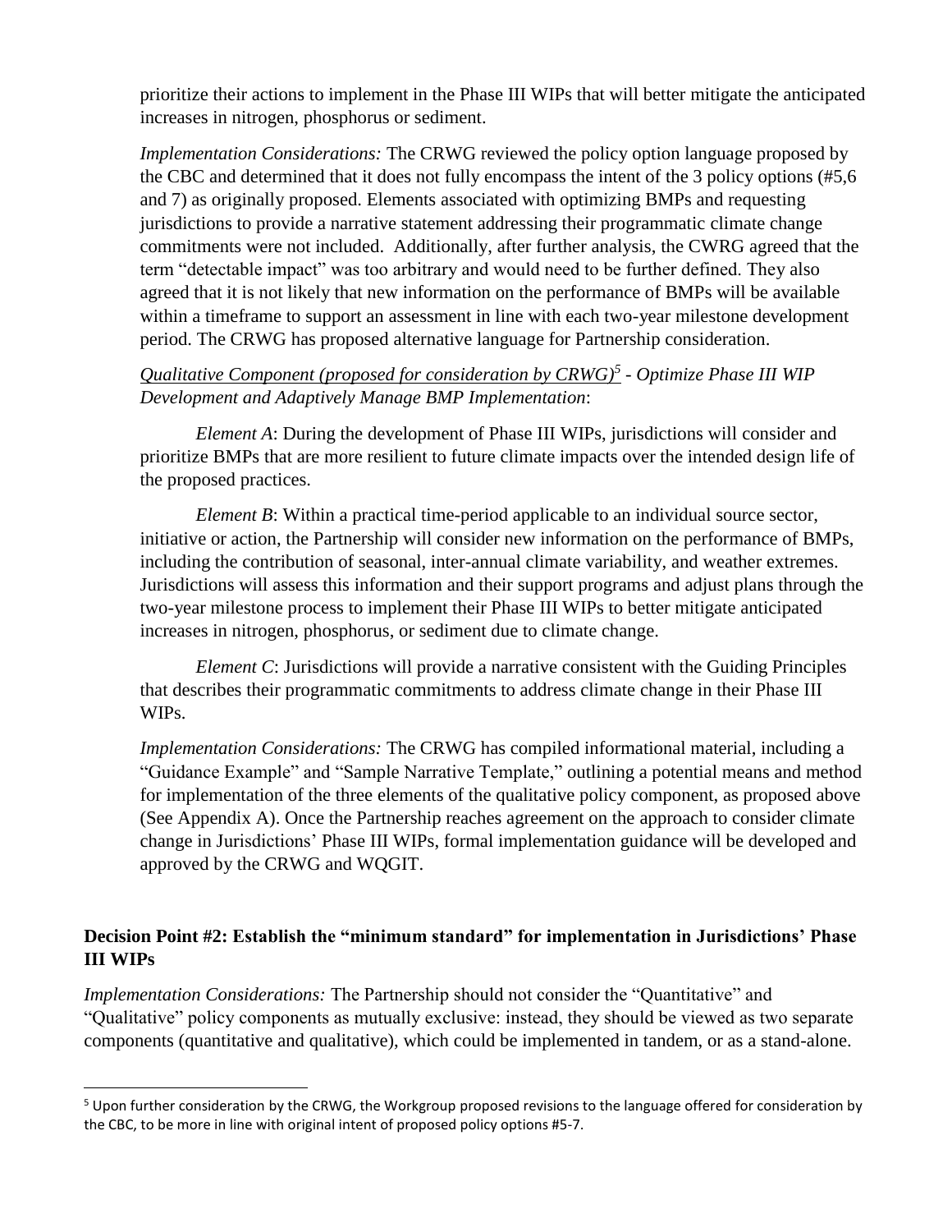prioritize their actions to implement in the Phase III WIPs that will better mitigate the anticipated increases in nitrogen, phosphorus or sediment.

*Implementation Considerations:* The CRWG reviewed the policy option language proposed by the CBC and determined that it does not fully encompass the intent of the 3 policy options (#5,6 and 7) as originally proposed. Elements associated with optimizing BMPs and requesting jurisdictions to provide a narrative statement addressing their programmatic climate change commitments were not included. Additionally, after further analysis, the CWRG agreed that the term "detectable impact" was too arbitrary and would need to be further defined. They also agreed that it is not likely that new information on the performance of BMPs will be available within a timeframe to support an assessment in line with each two-year milestone development period. The CRWG has proposed alternative language for Partnership consideration.

*Qualitative Component (proposed for consideration by CRWG)*[5] *- Optimize Phase III WIP Development and Adaptively Manage BMP Implementation*:

*Element A*: During the development of Phase III WIPs, jurisdictions will consider and prioritize BMPs that are more resilient to future climate impacts over the intended design life of the proposed practices.

*Element B*: Within a practical time-period applicable to an individual source sector, initiative or action, the Partnership will consider new information on the performance of BMPs, including the contribution of seasonal, inter-annual climate variability, and weather extremes. Jurisdictions will assess this information and their support programs and adjust plans through the two-year milestone process to implement their Phase III WIPs to better mitigate anticipated increases in nitrogen, phosphorus, or sediment due to climate change.

*Element C*: Jurisdictions will provide a narrative consistent with the Guiding Principles that describes their programmatic commitments to address climate change in their Phase III WIPs.

*Implementation Considerations:* The CRWG has compiled informational material, including a "Guidance Example" and "Sample Narrative Template," outlining a potential means and method for implementation of the three elements of the qualitative policy component, as proposed above (See Appendix A). Once the Partnership reaches agreement on the approach to consider climate change in Jurisdictions' Phase III WIPs, formal implementation guidance will be developed and approved by the CRWG and WQGIT.

**Decision Point #2: Establish the "minimum standard" for implementation in Jurisdictions' Phase III WIPs**

*Implementation Considerations:* The Partnership should not consider the "Quantitative" and "Qualitative" policy components as mutually exclusive: instead, they should be viewed as two separate components (quantitative and qualitative), which could be implemented in tandem, or as a stand-alone.

[5] Upon further consideration by the CRWG, the Workgroup proposed revisions to the language offered for consideration by the CBC, to be more in line with original intent of proposed policy options #5-7.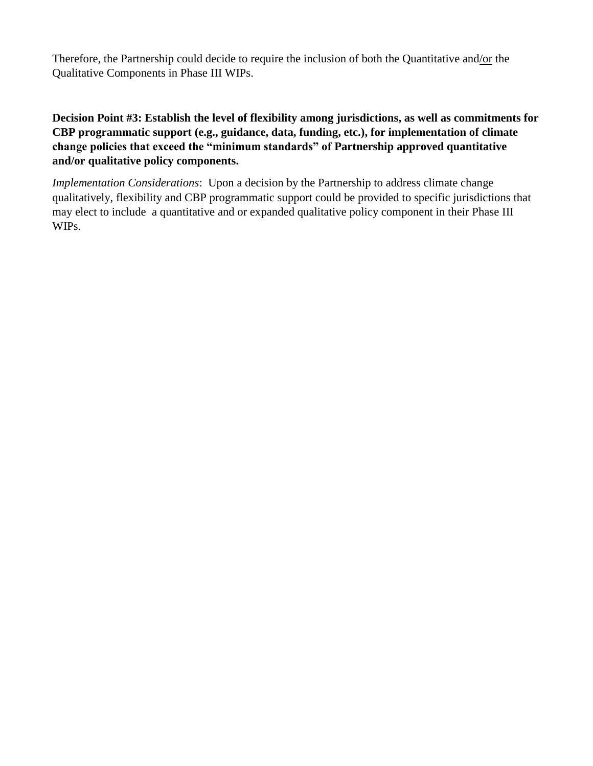Therefore, the Partnership could decide to require the inclusion of both the Quantitative and/or the Qualitative Components in Phase III WIPs.

**Decision Point #3: Establish the level of flexibility among jurisdictions, as well as commitments for CBP programmatic support (e.g., guidance, data, funding, etc.), for implementation of climate change policies that exceed the "minimum standards" of Partnership approved quantitative and/or qualitative policy components.**

*Implementation Considerations*: Upon a decision by the Partnership to address climate change qualitatively, flexibility and CBP programmatic support could be provided to specific jurisdictions that may elect to include a quantitative and or expanded qualitative policy component in their Phase III WIPs.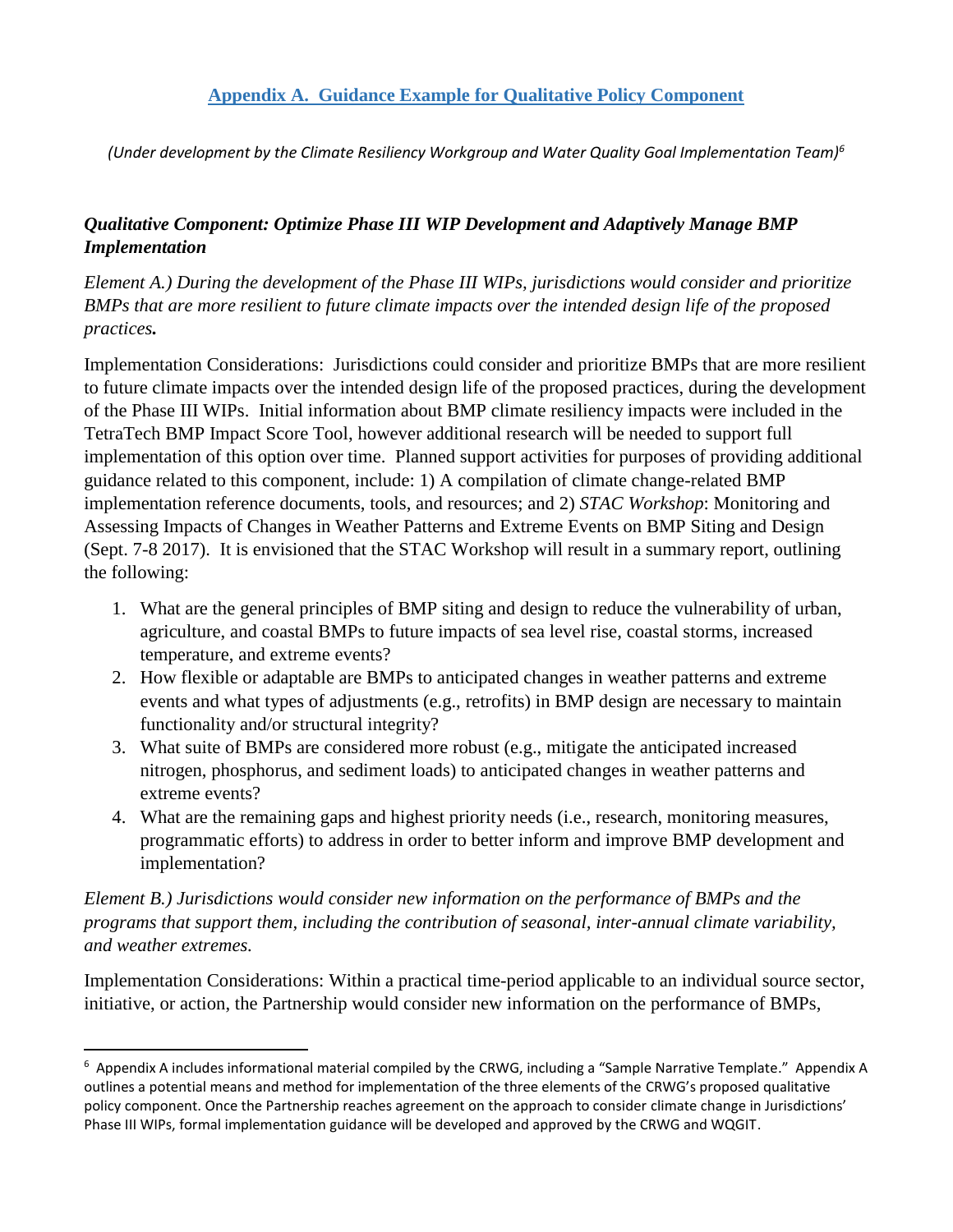## Appendix A. Guidance Example for Qualitative Policy Component

*(Under development by the Climate Resiliency Workgroup and Water Quality Goal Implementation Team)*[6]

### *Qualitative Component: Optimize Phase III WIP Development and Adaptively Manage BMP Implementation*

*Element A.) During the development of the Phase III WIPs, jurisdictions would consider and prioritize BMPs that are more resilient to future climate impacts over the intended design life of the proposed practices.*

Implementation Considerations: Jurisdictions could consider and prioritize BMPs that are more resilient to future climate impacts over the intended design life of the proposed practices, during the development of the Phase III WIPs. Initial information about BMP climate resiliency impacts were included in the TetraTech BMP Impact Score Tool, however additional research will be needed to support full implementation of this option over time. Planned support activities for purposes of providing additional guidance related to this component, include: 1) A compilation of climate change-related BMP implementation reference documents, tools, and resources; and 2) *STAC Workshop*: Monitoring and Assessing Impacts of Changes in Weather Patterns and Extreme Events on BMP Siting and Design (Sept. 7-8 2017). It is envisioned that the STAC Workshop will result in a summary report, outlining the following:

1. What are the general principles of BMP siting and design to reduce the vulnerability of urban, agriculture, and coastal BMPs to future impacts of sea level rise, coastal storms, increased temperature, and extreme events?
2. How flexible or adaptable are BMPs to anticipated changes in weather patterns and extreme events and what types of adjustments (e.g., retrofits) in BMP design are necessary to maintain functionality and/or structural integrity?
3. What suite of BMPs are considered more robust (e.g., mitigate the anticipated increased nitrogen, phosphorus, and sediment loads) to anticipated changes in weather patterns and extreme events?
4. What are the remaining gaps and highest priority needs (i.e., research, monitoring measures, programmatic efforts) to address in order to better inform and improve BMP development and implementation?

*Element B.) Jurisdictions would consider new information on the performance of BMPs and the programs that support them, including the contribution of seasonal, inter-annual climate variability, and weather extremes.*

Implementation Considerations: Within a practical time-period applicable to an individual source sector, initiative, or action, the Partnership would consider new information on the performance of BMPs,

---

[6] Appendix A includes informational material compiled by the CRWG, including a "Sample Narrative Template." Appendix A outlines a potential means and method for implementation of the three elements of the CRWG's proposed qualitative policy component. Once the Partnership reaches agreement on the approach to consider climate change in Jurisdictions' Phase III WIPs, formal implementation guidance will be developed and approved by the CRWG and WQGIT.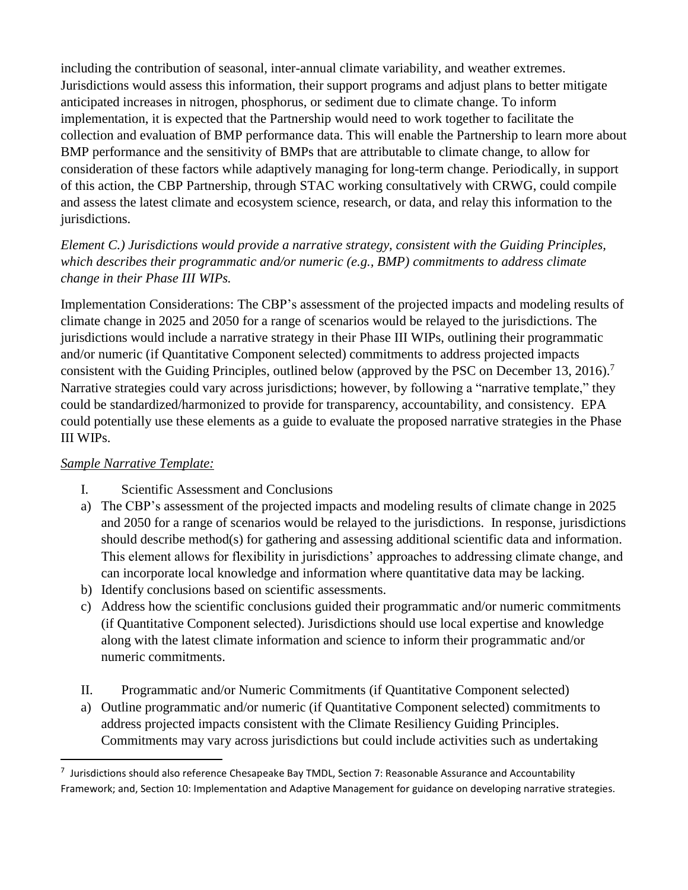including the contribution of seasonal, inter-annual climate variability, and weather extremes. Jurisdictions would assess this information, their support programs and adjust plans to better mitigate anticipated increases in nitrogen, phosphorus, or sediment due to climate change. To inform implementation, it is expected that the Partnership would need to work together to facilitate the collection and evaluation of BMP performance data. This will enable the Partnership to learn more about BMP performance and the sensitivity of BMPs that are attributable to climate change, to allow for consideration of these factors while adaptively managing for long-term change. Periodically, in support of this action, the CBP Partnership, through STAC working consultatively with CRWG, could compile and assess the latest climate and ecosystem science, research, or data, and relay this information to the jurisdictions.

*Element C.) Jurisdictions would provide a narrative strategy, consistent with the Guiding Principles, which describes their programmatic and/or numeric (e.g., BMP) commitments to address climate change in their Phase III WIPs.*

Implementation Considerations: The CBP's assessment of the projected impacts and modeling results of climate change in 2025 and 2050 for a range of scenarios would be relayed to the jurisdictions. The jurisdictions would include a narrative strategy in their Phase III WIPs, outlining their programmatic and/or numeric (if Quantitative Component selected) commitments to address projected impacts consistent with the Guiding Principles, outlined below (approved by the PSC on December 13, 2016).[7] Narrative strategies could vary across jurisdictions; however, by following a "narrative template," they could be standardized/harmonized to provide for transparency, accountability, and consistency. EPA could potentially use these elements as a guide to evaluate the proposed narrative strategies in the Phase III WIPs.

<u>*Sample Narrative Template:*</u>

I. Scientific Assessment and Conclusions

a) The CBP's assessment of the projected impacts and modeling results of climate change in 2025 and 2050 for a range of scenarios would be relayed to the jurisdictions. In response, jurisdictions should describe method(s) for gathering and assessing additional scientific data and information. This element allows for flexibility in jurisdictions' approaches to addressing climate change, and can incorporate local knowledge and information where quantitative data may be lacking.

b) Identify conclusions based on scientific assessments.

c) Address how the scientific conclusions guided their programmatic and/or numeric commitments (if Quantitative Component selected). Jurisdictions should use local expertise and knowledge along with the latest climate information and science to inform their programmatic and/or numeric commitments.

II. Programmatic and/or Numeric Commitments (if Quantitative Component selected)

a) Outline programmatic and/or numeric (if Quantitative Component selected) commitments to address projected impacts consistent with the Climate Resiliency Guiding Principles. Commitments may vary across jurisdictions but could include activities such as undertaking

---

[7] Jurisdictions should also reference Chesapeake Bay TMDL, Section 7: Reasonable Assurance and Accountability Framework; and, Section 10: Implementation and Adaptive Management for guidance on developing narrative strategies.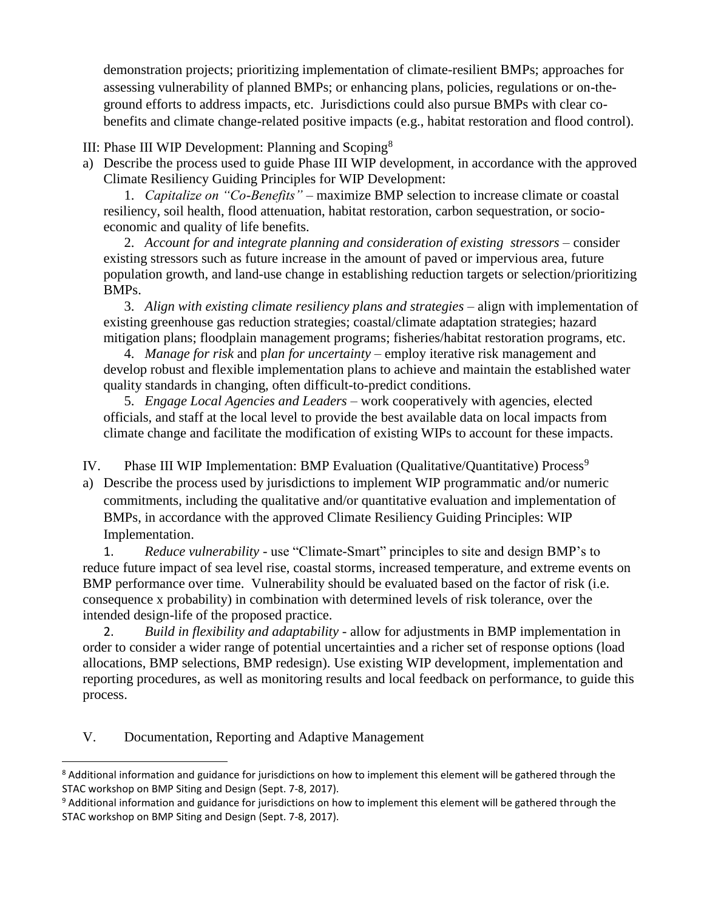demonstration projects; prioritizing implementation of climate-resilient BMPs; approaches for assessing vulnerability of planned BMPs; or enhancing plans, policies, regulations or on-the-ground efforts to address impacts, etc. Jurisdictions could also pursue BMPs with clear co-benefits and climate change-related positive impacts (e.g., habitat restoration and flood control).

III: Phase III WIP Development: Planning and Scoping[8]

a) Describe the process used to guide Phase III WIP development, in accordance with the approved Climate Resiliency Guiding Principles for WIP Development:

1. *Capitalize on "Co-Benefits"* – maximize BMP selection to increase climate or coastal resiliency, soil health, flood attenuation, habitat restoration, carbon sequestration, or socio-economic and quality of life benefits.

2. *Account for and integrate planning and consideration of existing stressors* – consider existing stressors such as future increase in the amount of paved or impervious area, future population growth, and land-use change in establishing reduction targets or selection/prioritizing BMPs.

3. *Align with existing climate resiliency plans and strategies* – align with implementation of existing greenhouse gas reduction strategies; coastal/climate adaptation strategies; hazard mitigation plans; floodplain management programs; fisheries/habitat restoration programs, etc.

4. *Manage for risk* and p*lan for uncertainty* – employ iterative risk management and develop robust and flexible implementation plans to achieve and maintain the established water quality standards in changing, often difficult-to-predict conditions.

5. *Engage Local Agencies and Leaders* – work cooperatively with agencies, elected officials, and staff at the local level to provide the best available data on local impacts from climate change and facilitate the modification of existing WIPs to account for these impacts.

IV. Phase III WIP Implementation: BMP Evaluation (Qualitative/Quantitative) Process[9]

a) Describe the process used by jurisdictions to implement WIP programmatic and/or numeric commitments, including the qualitative and/or quantitative evaluation and implementation of BMPs, in accordance with the approved Climate Resiliency Guiding Principles: WIP Implementation.

1. *Reduce vulnerability* - use "Climate-Smart" principles to site and design BMP's to reduce future impact of sea level rise, coastal storms, increased temperature, and extreme events on BMP performance over time. Vulnerability should be evaluated based on the factor of risk (i.e. consequence x probability) in combination with determined levels of risk tolerance, over the intended design-life of the proposed practice.

2. *Build in flexibility and adaptability* - allow for adjustments in BMP implementation in order to consider a wider range of potential uncertainties and a richer set of response options (load allocations, BMP selections, BMP redesign). Use existing WIP development, implementation and reporting procedures, as well as monitoring results and local feedback on performance, to guide this process.

V. Documentation, Reporting and Adaptive Management

[8] Additional information and guidance for jurisdictions on how to implement this element will be gathered through the STAC workshop on BMP Siting and Design (Sept. 7-8, 2017).

[9] Additional information and guidance for jurisdictions on how to implement this element will be gathered through the STAC workshop on BMP Siting and Design (Sept. 7-8, 2017).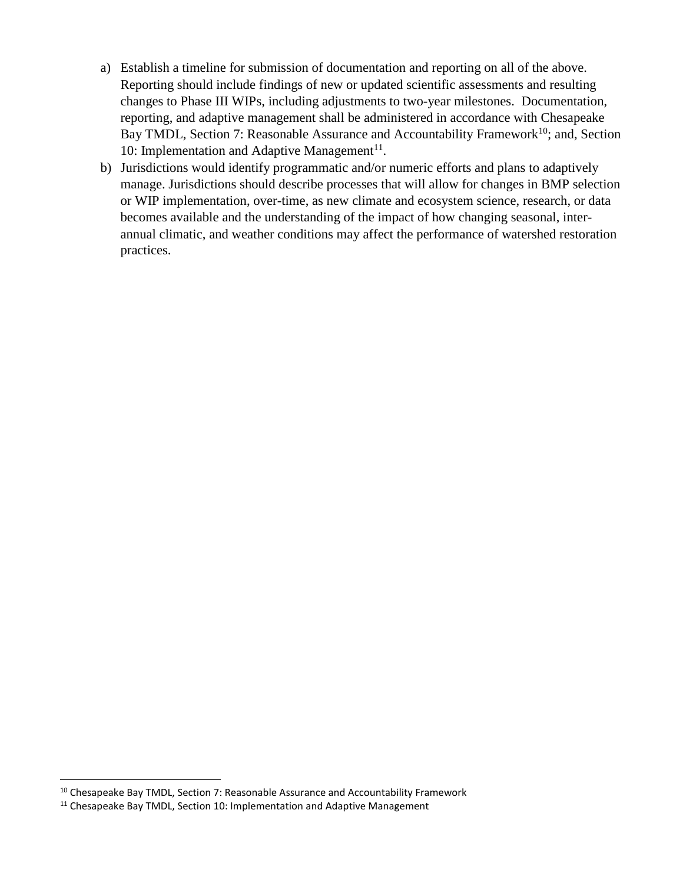a) Establish a timeline for submission of documentation and reporting on all of the above. Reporting should include findings of new or updated scientific assessments and resulting changes to Phase III WIPs, including adjustments to two-year milestones. Documentation, reporting, and adaptive management shall be administered in accordance with Chesapeake Bay TMDL, Section 7: Reasonable Assurance and Accountability Framework[10]; and, Section 10: Implementation and Adaptive Management[11].

b) Jurisdictions would identify programmatic and/or numeric efforts and plans to adaptively manage. Jurisdictions should describe processes that will allow for changes in BMP selection or WIP implementation, over-time, as new climate and ecosystem science, research, or data becomes available and the understanding of the impact of how changing seasonal, inter-annual climatic, and weather conditions may affect the performance of watershed restoration practices.

---

[10] Chesapeake Bay TMDL, Section 7: Reasonable Assurance and Accountability Framework

[11] Chesapeake Bay TMDL, Section 10: Implementation and Adaptive Management